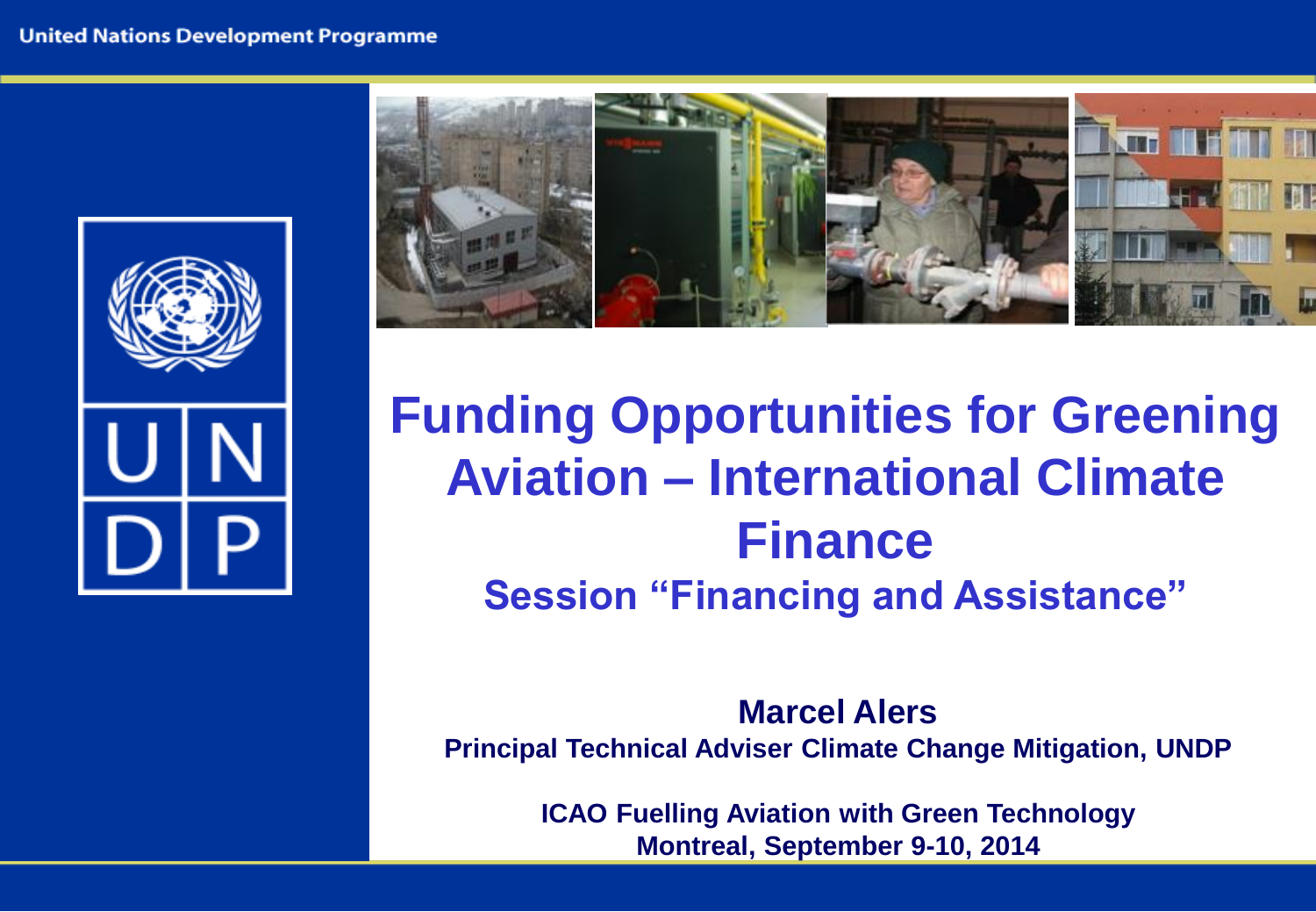United Nations Development Programme

# Funding Opportunities for Greening Aviation – International Climate Finance

## Session "Financing and Assistance"

**Marcel Alers**

**Principal Technical Adviser Climate Change Mitigation, UNDP**

**ICAO Fuelling Aviation with Green Technology**
**Montreal, September 9-10, 2014**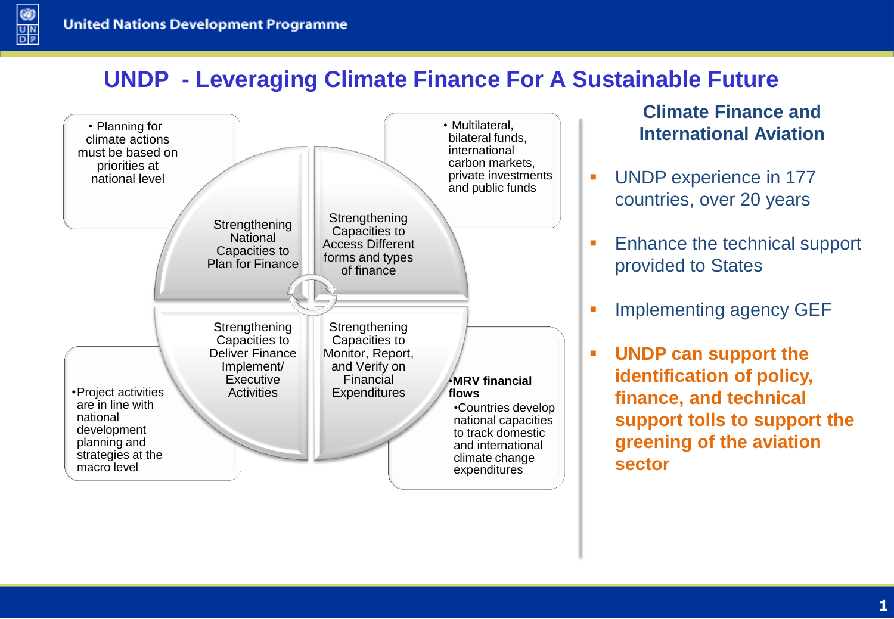# UNDP - Leveraging Climate Finance For A Sustainable Future

- Planning for climate actions must be based on priorities at national level

**Strengthening National Capacities to Plan for Finance**

- Multilateral, bilateral funds, international carbon markets, private investments and public funds

**Strengthening Capacities to Access Different forms and types of finance**

**Strengthening Capacities to Deliver Finance Implement/ Executive Activities**

- Project activities are in line with national development planning and strategies at the macro level

**Strengthening Capacities to Monitor, Report, and Verify on Financial Expenditures**

- **MRV financial flows**
  - Countries develop national capacities to track domestic and international climate change expenditures

## Climate Finance and International Aviation

- UNDP experience in 177 countries, over 20 years
- Enhance the technical support provided to States
- Implementing agency GEF
- **UNDP can support the identification of policy, finance, and technical support tolls to support the greening of the aviation sector**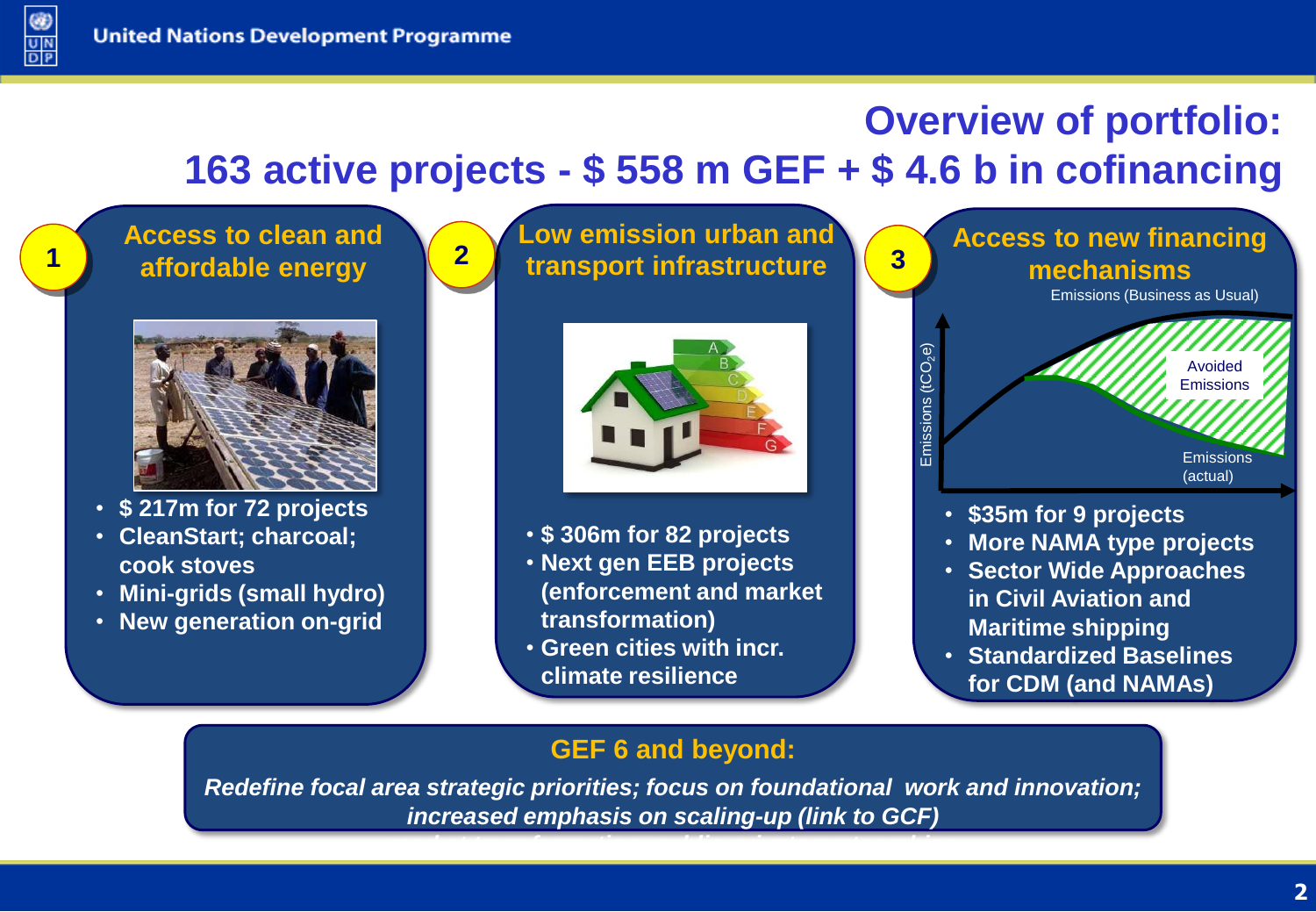# Overview of portfolio: 163 active projects - $ 558 m GEF + $ 4.6 b in cofinancing

## 1 Access to clean and affordable energy

- $ 217m for 72 projects
- CleanStart; charcoal; cook stoves
- Mini-grids (small hydro)
- New generation on-grid

## 2 Low emission urban and transport infrastructure

- $ 306m for 82 projects
- Next gen EEB projects (enforcement and market transformation)
- Green cities with incr. climate resilience

## 3 Access to new financing mechanisms

Emissions (Business as Usual)

Avoided Emissions

Emissions (actual)

Emissions ($tCO_2e$)

- $35m for 9 projects
- More NAMA type projects
- Sector Wide Approaches in Civil Aviation and Maritime shipping
- Standardized Baselines for CDM (and NAMAs)

## GEF 6 and beyond:

*Redefine focal area strategic priorities; focus on foundational work and innovation; increased emphasis on scaling-up (link to GCF)*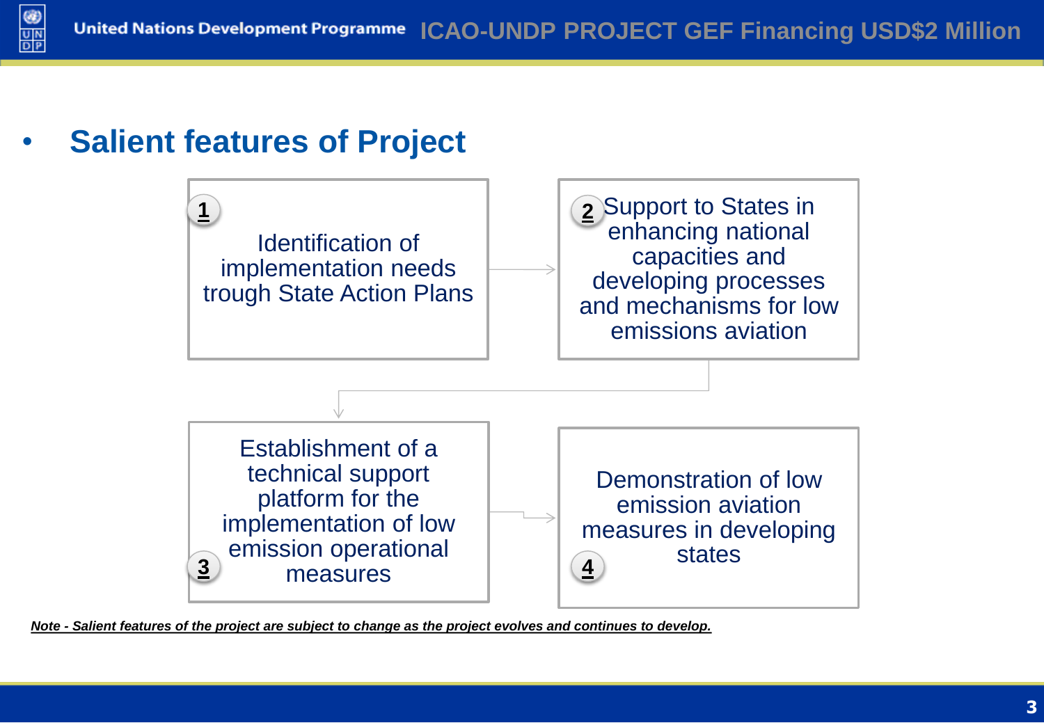# ICAO-UNDP PROJECT GEF Financing USD$2 Million

- **Salient features of Project**

1. Identification of implementation needs trough State Action Plans
2. Support to States in enhancing national capacities and developing processes and mechanisms for low emissions aviation
3. Establishment of a technical support platform for the implementation of low emission operational measures
4. Demonstration of low emission aviation measures in developing states

***Note - Salient features of the project are subject to change as the project evolves and continues to develop.***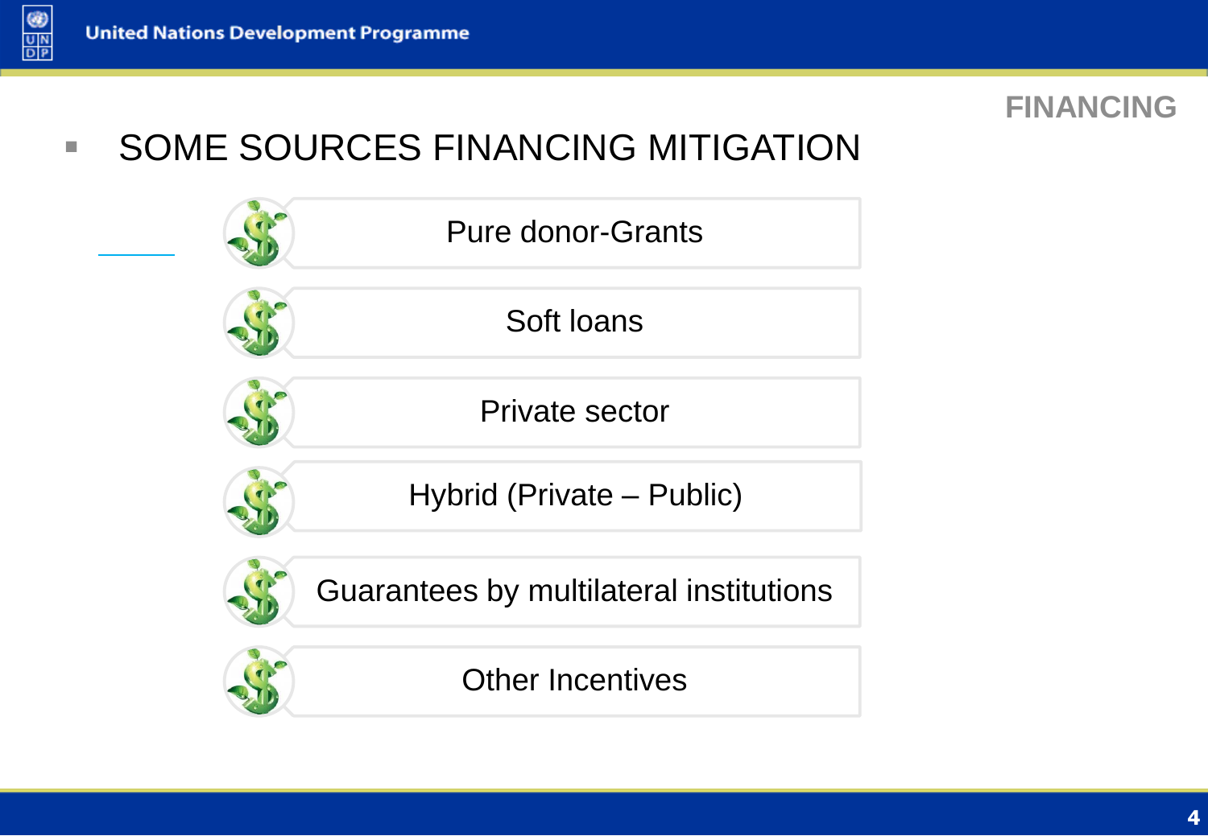## FINANCING

- SOME SOURCES FINANCING MITIGATION

  - Pure donor-Grants
  - Soft loans
  - Private sector
  - Hybrid (Private – Public)
  - Guarantees by multilateral institutions
  - Other Incentives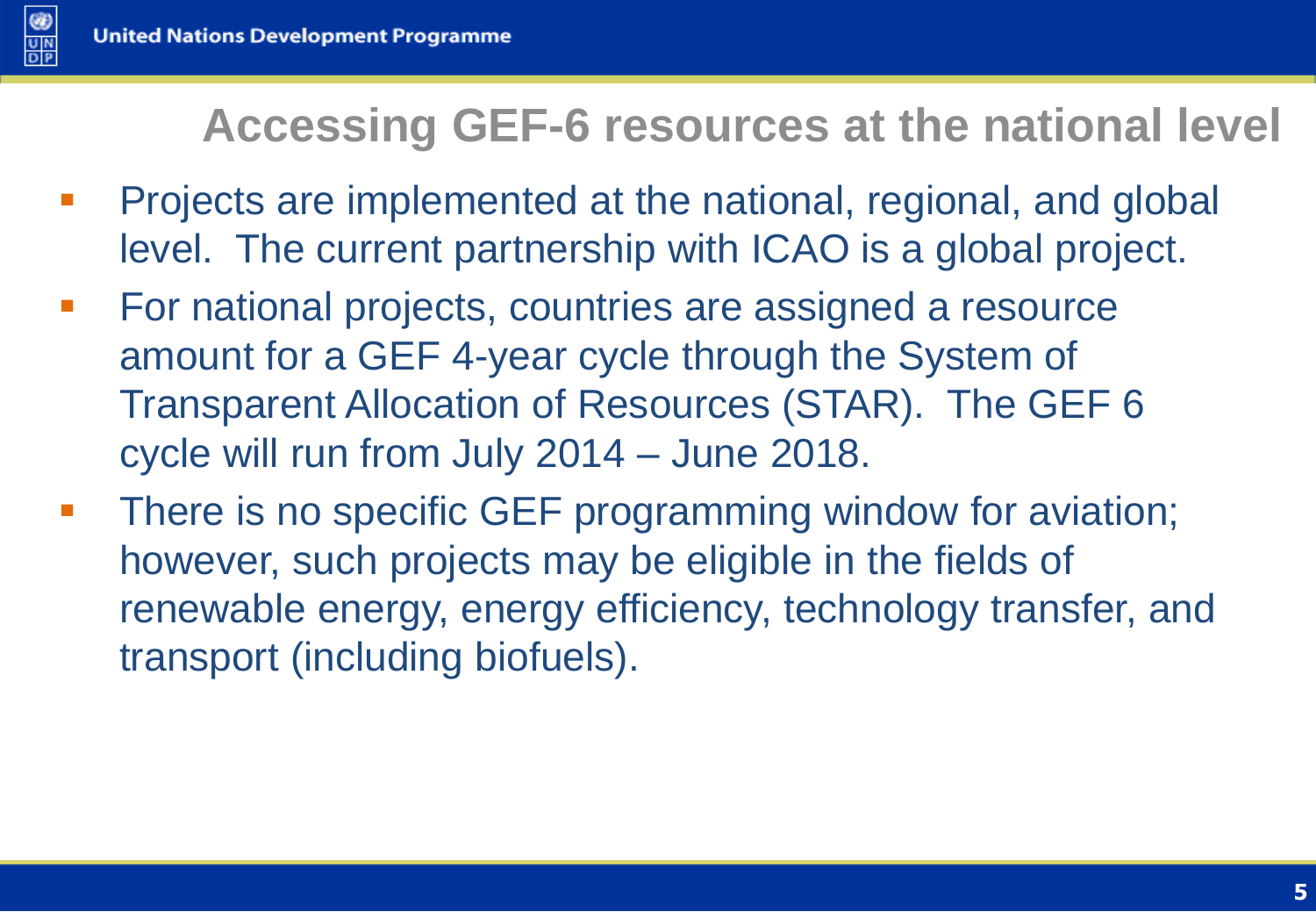# Accessing GEF-6 resources at the national level

- Projects are implemented at the national, regional, and global level. The current partnership with ICAO is a global project.
- For national projects, countries are assigned a resource amount for a GEF 4-year cycle through the System of Transparent Allocation of Resources (STAR). The GEF 6 cycle will run from July 2014 – June 2018.
- There is no specific GEF programming window for aviation; however, such projects may be eligible in the fields of renewable energy, energy efficiency, technology transfer, and transport (including biofuels).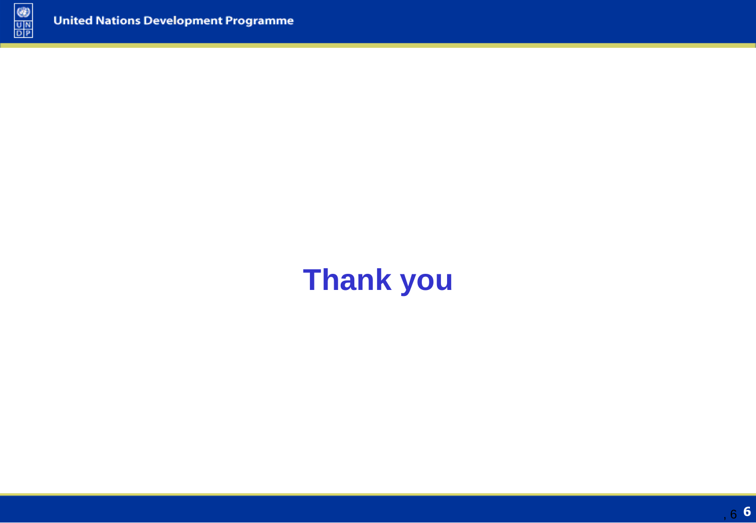# Thank you